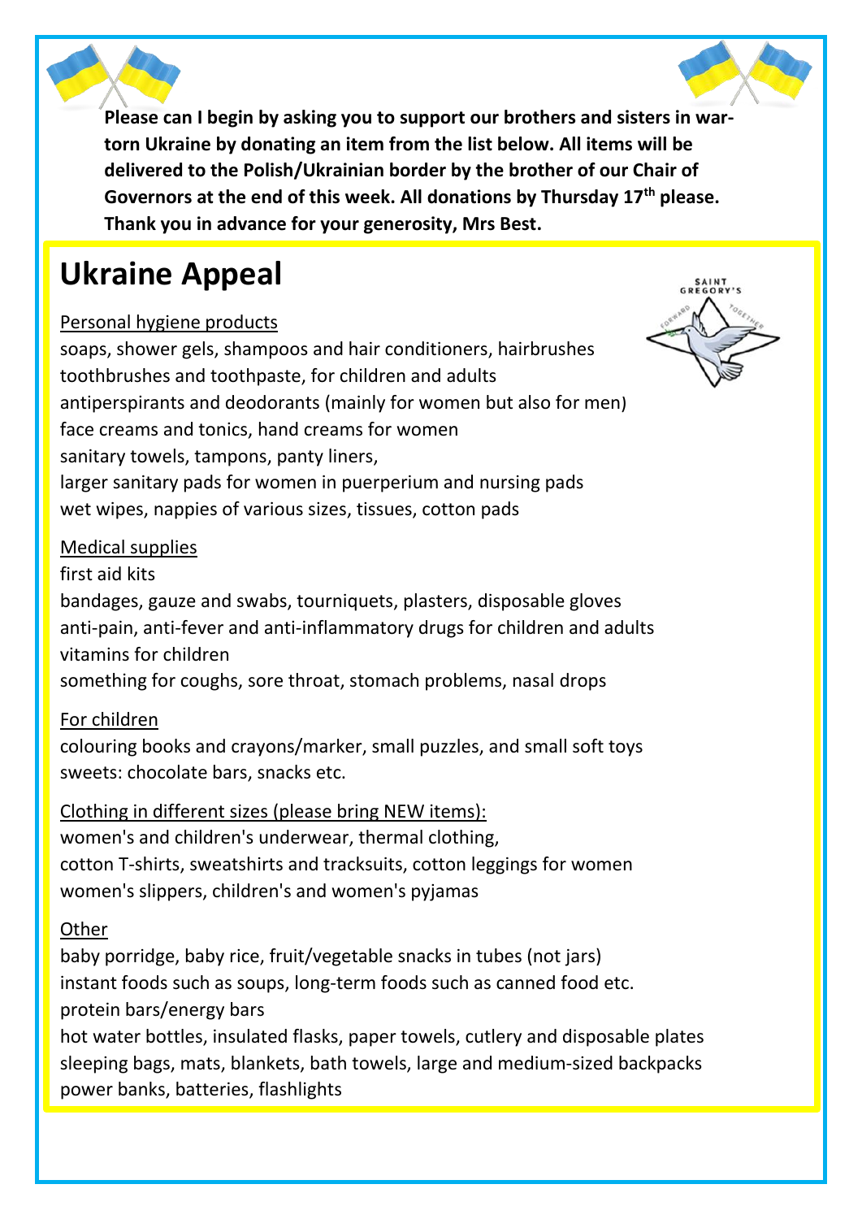**Please can I begin by asking you to support our brothers and sisters in war-torn Ukraine by donating an item from the list below. All items will be delivered to the Polish/Ukrainian border by the brother of our Chair of Governors at the end of this week. All donations by Thursday 17th please. Thank you in advance for your generosity, Mrs Best.**

# Ukraine Appeal

Personal hygiene products

soaps, shower gels, shampoos and hair conditioners, hairbrushes
toothbrushes and toothpaste, for children and adults
antiperspirants and deodorants (mainly for women but also for men)
face creams and tonics, hand creams for women
sanitary towels, tampons, panty liners,
larger sanitary pads for women in puerperium and nursing pads
wet wipes, nappies of various sizes, tissues, cotton pads

Medical supplies

first aid kits
bandages, gauze and swabs, tourniquets, plasters, disposable gloves
anti-pain, anti-fever and anti-inflammatory drugs for children and adults
vitamins for children
something for coughs, sore throat, stomach problems, nasal drops

For children

colouring books and crayons/marker, small puzzles, and small soft toys
sweets: chocolate bars, snacks etc.

Clothing in different sizes (please bring NEW items):

women's and children's underwear, thermal clothing,
cotton T-shirts, sweatshirts and tracksuits, cotton leggings for women
women's slippers, children's and women's pyjamas

Other

baby porridge, baby rice, fruit/vegetable snacks in tubes (not jars)
instant foods such as soups, long-term foods such as canned food etc.
protein bars/energy bars
hot water bottles, insulated flasks, paper towels, cutlery and disposable plates
sleeping bags, mats, blankets, bath towels, large and medium-sized backpacks
power banks, batteries, flashlights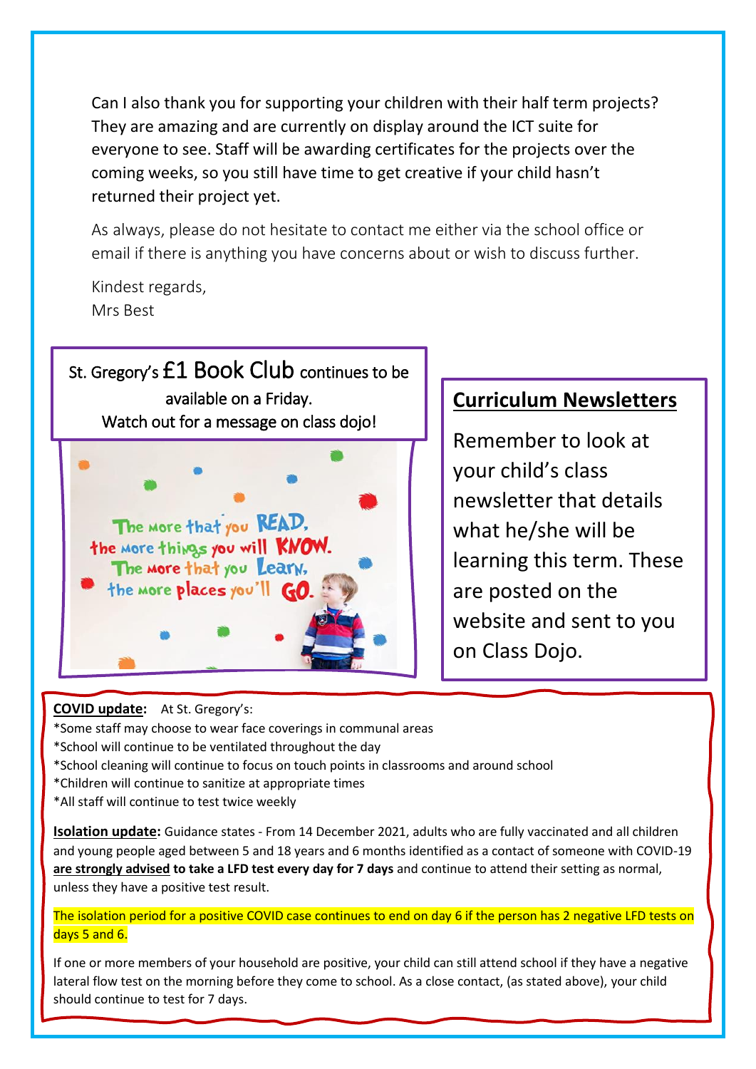Can I also thank you for supporting your children with their half term projects? They are amazing and are currently on display around the ICT suite for everyone to see. Staff will be awarding certificates for the projects over the coming weeks, so you still have time to get creative if your child hasn't returned their project yet.

As always, please do not hesitate to contact me either via the school office or email if there is anything you have concerns about or wish to discuss further.

Kindest regards,
Mrs Best

St. Gregory's £1 Book Club continues to be available on a Friday.
Watch out for a message on class dojo!

The more that you READ,
the more things you will KNOW.
The more that you Learn,
the more places you'll GO.

## Curriculum Newsletters

Remember to look at your child's class newsletter that details what he/she will be learning this term. These are posted on the website and sent to you on Class Dojo.

**COVID update:** At St. Gregory's:

*Some staff may choose to wear face coverings in communal areas
*School will continue to be ventilated throughout the day
*School cleaning will continue to focus on touch points in classrooms and around school
*Children will continue to sanitize at appropriate times
*All staff will continue to test twice weekly

**Isolation update:** Guidance states - From 14 December 2021, adults who are fully vaccinated and all children and young people aged between 5 and 18 years and 6 months identified as a contact of someone with COVID-19 **are strongly advised to take a LFD test every day for 7 days** and continue to attend their setting as normal, unless they have a positive test result.

The isolation period for a positive COVID case continues to end on day 6 if the person has 2 negative LFD tests on days 5 and 6.

If one or more members of your household are positive, your child can still attend school if they have a negative lateral flow test on the morning before they come to school. As a close contact, (as stated above), your child should continue to test for 7 days.